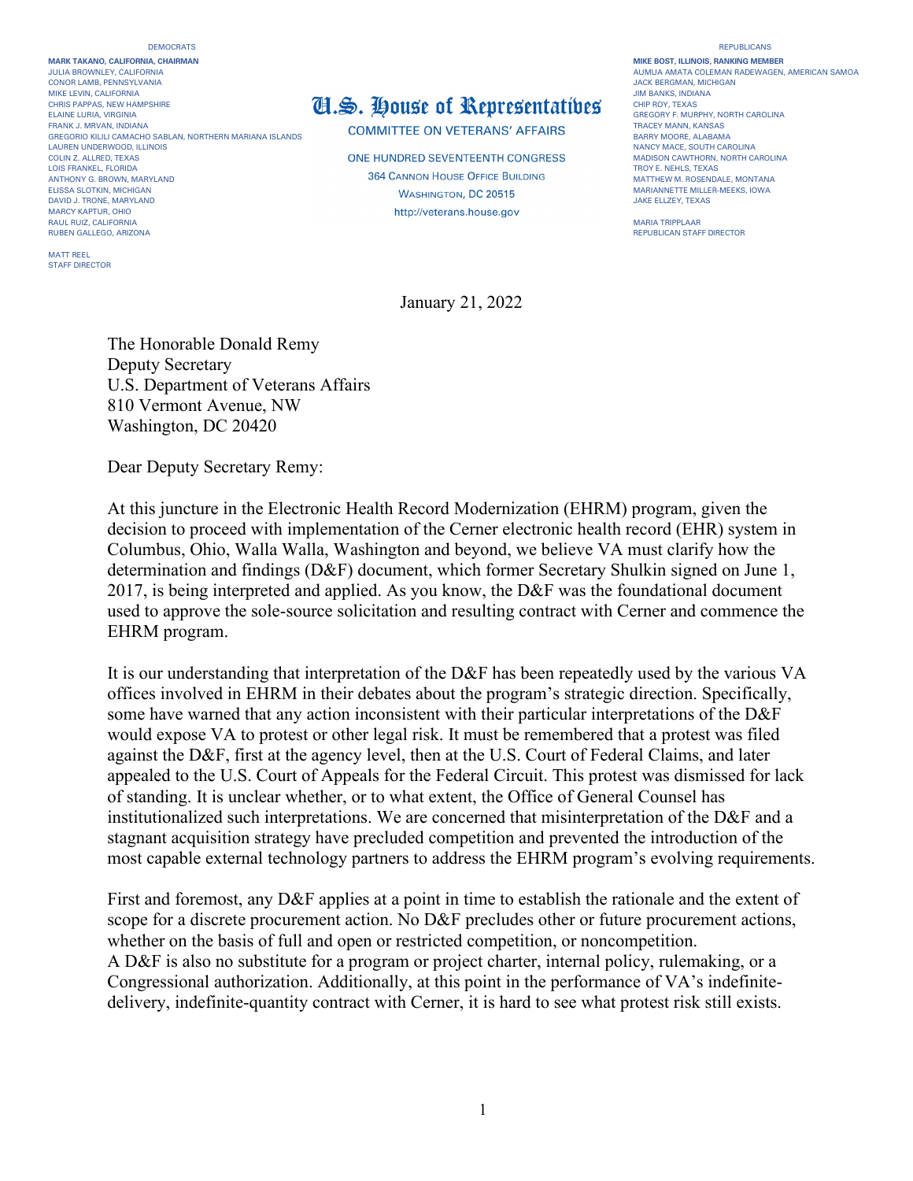DEMOCRATS

**MARK TAKANO, CALIFORNIA, CHAIRMAN**
JULIA BROWNLEY, CALIFORNIA
CONOR LAMB, PENNSYLVANIA
MIKE LEVIN, CALIFORNIA
CHRIS PAPPAS, NEW HAMPSHIRE
ELAINE LURIA, VIRGINIA
FRANK J. MRVAN, INDIANA
GREGORIO KILILI CAMACHO SABLAN, NORTHERN MARIANA ISLANDS
LAUREN UNDERWOOD, ILLINOIS
COLIN Z. ALLRED, TEXAS
LOIS FRANKEL, FLORIDA
ANTHONY G. BROWN, MARYLAND
ELISSA SLOTKIN, MICHIGAN
DAVID J. TRONE, MARYLAND
MARCY KAPTUR, OHIO
RAUL RUIZ, CALIFORNIA
RUBEN GALLEGO, ARIZONA

MATT REEL
STAFF DIRECTOR

# U.S. House of Representatives

COMMITTEE ON VETERANS' AFFAIRS

ONE HUNDRED SEVENTEENTH CONGRESS
364 CANNON HOUSE OFFICE BUILDING
WASHINGTON, DC 20515
http://veterans.house.gov

REPUBLICANS

**MIKE BOST, ILLINOIS, RANKING MEMBER**
AUMUA AMATA COLEMAN RADEWAGEN, AMERICAN SAMOA
JACK BERGMAN, MICHIGAN
JIM BANKS, INDIANA
CHIP ROY, TEXAS
GREGORY F. MURPHY, NORTH CAROLINA
TRACEY MANN, KANSAS
BARRY MOORE, ALABAMA
NANCY MACE, SOUTH CAROLINA
MADISON CAWTHORN, NORTH CAROLINA
TROY E. NEHLS, TEXAS
MATTHEW M. ROSENDALE, MONTANA
MARIANNETTE MILLER-MEEKS, IOWA
JAKE ELLZEY, TEXAS

MARIA TRIPPLAAR
REPUBLICAN STAFF DIRECTOR

January 21, 2022

The Honorable Donald Remy
Deputy Secretary
U.S. Department of Veterans Affairs
810 Vermont Avenue, NW
Washington, DC 20420

Dear Deputy Secretary Remy:

At this juncture in the Electronic Health Record Modernization (EHRM) program, given the decision to proceed with implementation of the Cerner electronic health record (EHR) system in Columbus, Ohio, Walla Walla, Washington and beyond, we believe VA must clarify how the determination and findings (D&F) document, which former Secretary Shulkin signed on June 1, 2017, is being interpreted and applied. As you know, the D&F was the foundational document used to approve the sole-source solicitation and resulting contract with Cerner and commence the EHRM program.

It is our understanding that interpretation of the D&F has been repeatedly used by the various VA offices involved in EHRM in their debates about the program's strategic direction. Specifically, some have warned that any action inconsistent with their particular interpretations of the D&F would expose VA to protest or other legal risk. It must be remembered that a protest was filed against the D&F, first at the agency level, then at the U.S. Court of Federal Claims, and later appealed to the U.S. Court of Appeals for the Federal Circuit. This protest was dismissed for lack of standing. It is unclear whether, or to what extent, the Office of General Counsel has institutionalized such interpretations. We are concerned that misinterpretation of the D&F and a stagnant acquisition strategy have precluded competition and prevented the introduction of the most capable external technology partners to address the EHRM program's evolving requirements.

First and foremost, any D&F applies at a point in time to establish the rationale and the extent of scope for a discrete procurement action. No D&F precludes other or future procurement actions, whether on the basis of full and open or restricted competition, or noncompetition. A D&F is also no substitute for a program or project charter, internal policy, rulemaking, or a Congressional authorization. Additionally, at this point in the performance of VA's indefinite-delivery, indefinite-quantity contract with Cerner, it is hard to see what protest risk still exists.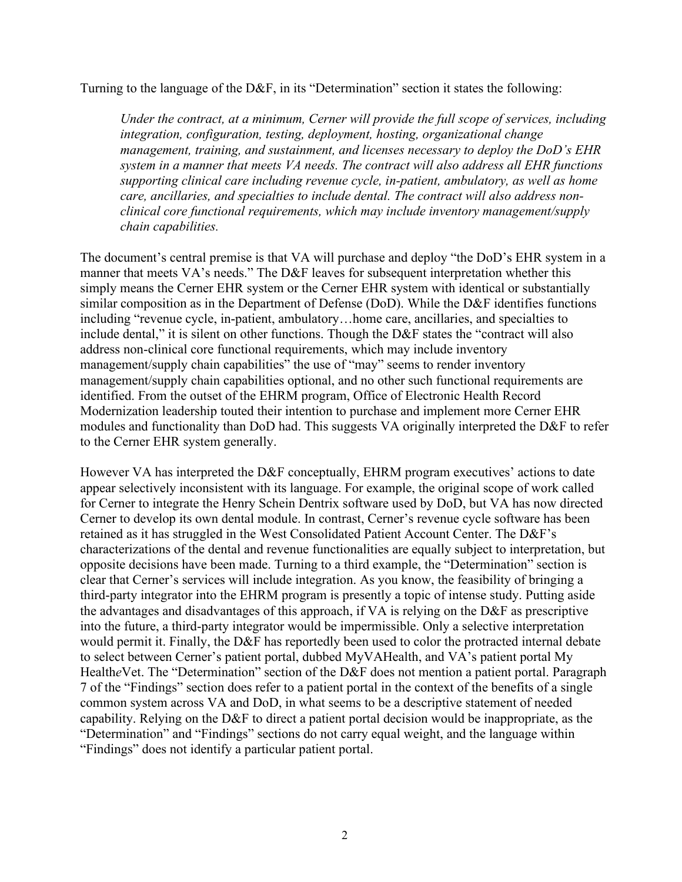Turning to the language of the D&F, in its "Determination" section it states the following:

> *Under the contract, at a minimum, Cerner will provide the full scope of services, including integration, configuration, testing, deployment, hosting, organizational change management, training, and sustainment, and licenses necessary to deploy the DoD's EHR system in a manner that meets VA needs. The contract will also address all EHR functions supporting clinical care including revenue cycle, in-patient, ambulatory, as well as home care, ancillaries, and specialties to include dental. The contract will also address non-clinical core functional requirements, which may include inventory management/supply chain capabilities.*

The document's central premise is that VA will purchase and deploy "the DoD's EHR system in a manner that meets VA's needs." The D&F leaves for subsequent interpretation whether this simply means the Cerner EHR system or the Cerner EHR system with identical or substantially similar composition as in the Department of Defense (DoD). While the D&F identifies functions including "revenue cycle, in-patient, ambulatory…home care, ancillaries, and specialties to include dental," it is silent on other functions. Though the D&F states the "contract will also address non-clinical core functional requirements, which may include inventory management/supply chain capabilities" the use of "may" seems to render inventory management/supply chain capabilities optional, and no other such functional requirements are identified. From the outset of the EHRM program, Office of Electronic Health Record Modernization leadership touted their intention to purchase and implement more Cerner EHR modules and functionality than DoD had. This suggests VA originally interpreted the D&F to refer to the Cerner EHR system generally.

However VA has interpreted the D&F conceptually, EHRM program executives' actions to date appear selectively inconsistent with its language. For example, the original scope of work called for Cerner to integrate the Henry Schein Dentrix software used by DoD, but VA has now directed Cerner to develop its own dental module. In contrast, Cerner's revenue cycle software has been retained as it has struggled in the West Consolidated Patient Account Center. The D&F's characterizations of the dental and revenue functionalities are equally subject to interpretation, but opposite decisions have been made. Turning to a third example, the "Determination" section is clear that Cerner's services will include integration. As you know, the feasibility of bringing a third-party integrator into the EHRM program is presently a topic of intense study. Putting aside the advantages and disadvantages of this approach, if VA is relying on the D&F as prescriptive into the future, a third-party integrator would be impermissible. Only a selective interpretation would permit it. Finally, the D&F has reportedly been used to color the protracted internal debate to select between Cerner's patient portal, dubbed MyVAHealth, and VA's patient portal My Health*e*Vet. The "Determination" section of the D&F does not mention a patient portal. Paragraph 7 of the "Findings" section does refer to a patient portal in the context of the benefits of a single common system across VA and DoD, in what seems to be a descriptive statement of needed capability. Relying on the D&F to direct a patient portal decision would be inappropriate, as the "Determination" and "Findings" sections do not carry equal weight, and the language within "Findings" does not identify a particular patient portal.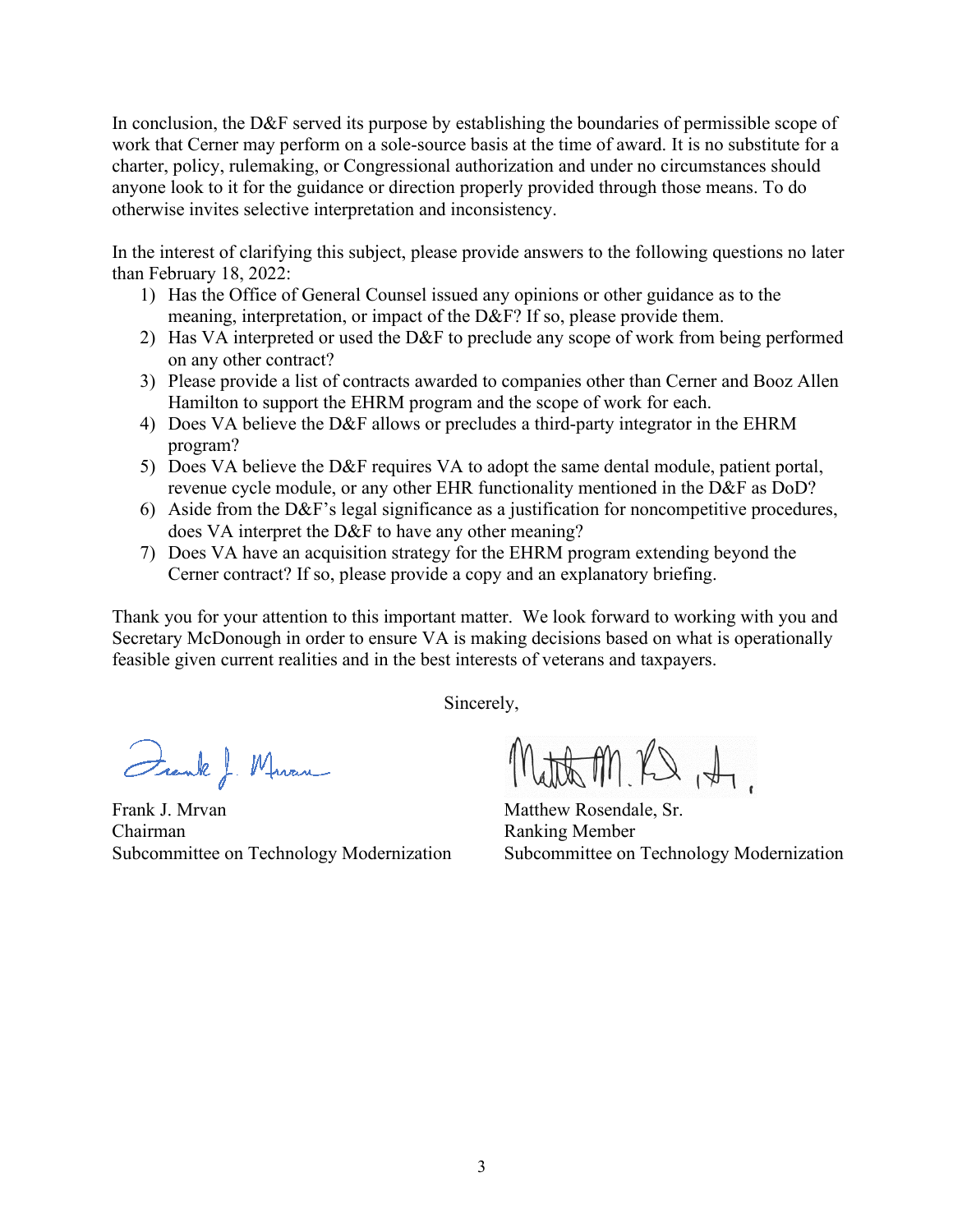In conclusion, the D&F served its purpose by establishing the boundaries of permissible scope of work that Cerner may perform on a sole-source basis at the time of award. It is no substitute for a charter, policy, rulemaking, or Congressional authorization and under no circumstances should anyone look to it for the guidance or direction properly provided through those means. To do otherwise invites selective interpretation and inconsistency.

In the interest of clarifying this subject, please provide answers to the following questions no later than February 18, 2022:

1) Has the Office of General Counsel issued any opinions or other guidance as to the meaning, interpretation, or impact of the D&F? If so, please provide them.
2) Has VA interpreted or used the D&F to preclude any scope of work from being performed on any other contract?
3) Please provide a list of contracts awarded to companies other than Cerner and Booz Allen Hamilton to support the EHRM program and the scope of work for each.
4) Does VA believe the D&F allows or precludes a third-party integrator in the EHRM program?
5) Does VA believe the D&F requires VA to adopt the same dental module, patient portal, revenue cycle module, or any other EHR functionality mentioned in the D&F as DoD?
6) Aside from the D&F's legal significance as a justification for noncompetitive procedures, does VA interpret the D&F to have any other meaning?
7) Does VA have an acquisition strategy for the EHRM program extending beyond the Cerner contract? If so, please provide a copy and an explanatory briefing.

Thank you for your attention to this important matter. We look forward to working with you and Secretary McDonough in order to ensure VA is making decisions based on what is operationally feasible given current realities and in the best interests of veterans and taxpayers.

Sincerely,

Frank J. Mrvan
Chairman
Subcommittee on Technology Modernization

Matthew Rosendale, Sr.
Ranking Member
Subcommittee on Technology Modernization